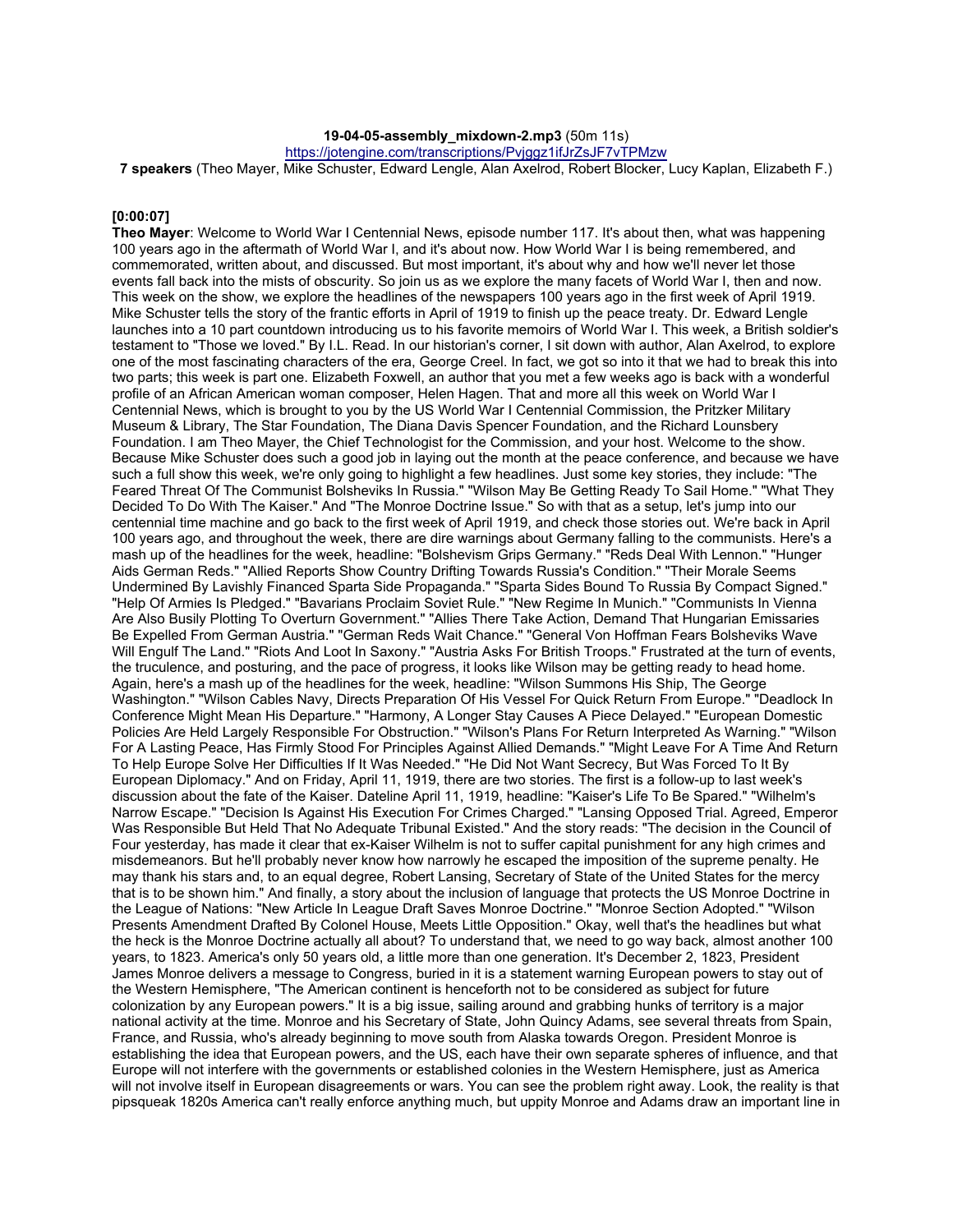**19-04-05-assembly_mixdown-2.mp3** (50m 11s)

https://jotengine.com/transcriptions/Pvjggz1ifJrZsJF7vTPMzw

**7 speakers** (Theo Mayer, Mike Schuster, Edward Lengle, Alan Axelrod, Robert Blocker, Lucy Kaplan, Elizabeth F.)

**[0:00:07]**

**Theo Mayer**: Welcome to World War I Centennial News, episode number 117. It's about then, what was happening 100 years ago in the aftermath of World War I, and it's about now. How World War I is being remembered, and commemorated, written about, and discussed. But most important, it's about why and how we'll never let those events fall back into the mists of obscurity. So join us as we explore the many facets of World War I, then and now. This week on the show, we explore the headlines of the newspapers 100 years ago in the first week of April 1919. Mike Schuster tells the story of the frantic efforts in April of 1919 to finish up the peace treaty. Dr. Edward Lengle launches into a 10 part countdown introducing us to his favorite memoirs of World War I. This week, a British soldier's testament to "Those we loved." By I.L. Read. In our historian's corner, I sit down with author, Alan Axelrod, to explore one of the most fascinating characters of the era, George Creel. In fact, we got so into it that we had to break this into two parts; this week is part one. Elizabeth Foxwell, an author that you met a few weeks ago is back with a wonderful profile of an African American woman composer, Helen Hagen. That and more all this week on World War I Centennial News, which is brought to you by the US World War I Centennial Commission, the Pritzker Military Museum & Library, The Star Foundation, The Diana Davis Spencer Foundation, and the Richard Lounsbery Foundation. I am Theo Mayer, the Chief Technologist for the Commission, and your host. Welcome to the show. Because Mike Schuster does such a good job in laying out the month at the peace conference, and because we have such a full show this week, we're only going to highlight a few headlines. Just some key stories, they include: "The Feared Threat Of The Communist Bolsheviks In Russia." "Wilson May Be Getting Ready To Sail Home." "What They Decided To Do With The Kaiser." And "The Monroe Doctrine Issue." So with that as a setup, let's jump into our centennial time machine and go back to the first week of April 1919, and check those stories out. We're back in April 100 years ago, and throughout the week, there are dire warnings about Germany falling to the communists. Here's a mash up of the headlines for the week, headline: "Bolshevism Grips Germany." "Reds Deal With Lennon." "Hunger Aids German Reds." "Allied Reports Show Country Drifting Towards Russia's Condition." "Their Morale Seems Undermined By Lavishly Financed Sparta Side Propaganda." "Sparta Sides Bound To Russia By Compact Signed." "Help Of Armies Is Pledged." "Bavarians Proclaim Soviet Rule." "New Regime In Munich." "Communists In Vienna Are Also Busily Plotting To Overturn Government." "Allies There Take Action, Demand That Hungarian Emissaries Be Expelled From German Austria." "German Reds Wait Chance." "General Von Hoffman Fears Bolsheviks Wave Will Engulf The Land." "Riots And Loot In Saxony." "Austria Asks For British Troops." Frustrated at the turn of events, the truculence, and posturing, and the pace of progress, it looks like Wilson may be getting ready to head home. Again, here's a mash up of the headlines for the week, headline: "Wilson Summons His Ship, The George Washington." "Wilson Cables Navy, Directs Preparation Of His Vessel For Quick Return From Europe." "Deadlock In Conference Might Mean His Departure." "Harmony, A Longer Stay Causes A Piece Delayed." "European Domestic Policies Are Held Largely Responsible For Obstruction." "Wilson's Plans For Return Interpreted As Warning." "Wilson For A Lasting Peace, Has Firmly Stood For Principles Against Allied Demands." "Might Leave For A Time And Return To Help Europe Solve Her Difficulties If It Was Needed." "He Did Not Want Secrecy, But Was Forced To It By European Diplomacy." And on Friday, April 11, 1919, there are two stories. The first is a follow-up to last week's discussion about the fate of the Kaiser. Dateline April 11, 1919, headline: "Kaiser's Life To Be Spared." "Wilhelm's Narrow Escape." "Decision Is Against His Execution For Crimes Charged." "Lansing Opposed Trial. Agreed, Emperor Was Responsible But Held That No Adequate Tribunal Existed." And the story reads: "The decision in the Council of Four yesterday, has made it clear that ex-Kaiser Wilhelm is not to suffer capital punishment for any high crimes and misdemeanors. But he'll probably never know how narrowly he escaped the imposition of the supreme penalty. He may thank his stars and, to an equal degree, Robert Lansing, Secretary of State of the United States for the mercy that is to be shown him." And finally, a story about the inclusion of language that protects the US Monroe Doctrine in the League of Nations: "New Article In League Draft Saves Monroe Doctrine." "Monroe Section Adopted." "Wilson Presents Amendment Drafted By Colonel House, Meets Little Opposition." Okay, well that's the headlines but what the heck is the Monroe Doctrine actually all about? To understand that, we need to go way back, almost another 100 years, to 1823. America's only 50 years old, a little more than one generation. It's December 2, 1823, President James Monroe delivers a message to Congress, buried in it is a statement warning European powers to stay out of the Western Hemisphere, "The American continent is henceforth not to be considered as subject for future colonization by any European powers." It is a big issue, sailing around and grabbing hunks of territory is a major national activity at the time. Monroe and his Secretary of State, John Quincy Adams, see several threats from Spain, France, and Russia, who's already beginning to move south from Alaska towards Oregon. President Monroe is establishing the idea that European powers, and the US, each have their own separate spheres of influence, and that Europe will not interfere with the governments or established colonies in the Western Hemisphere, just as America will not involve itself in European disagreements or wars. You can see the problem right away. Look, the reality is that pipsqueak 1820s America can't really enforce anything much, but uppity Monroe and Adams draw an important line in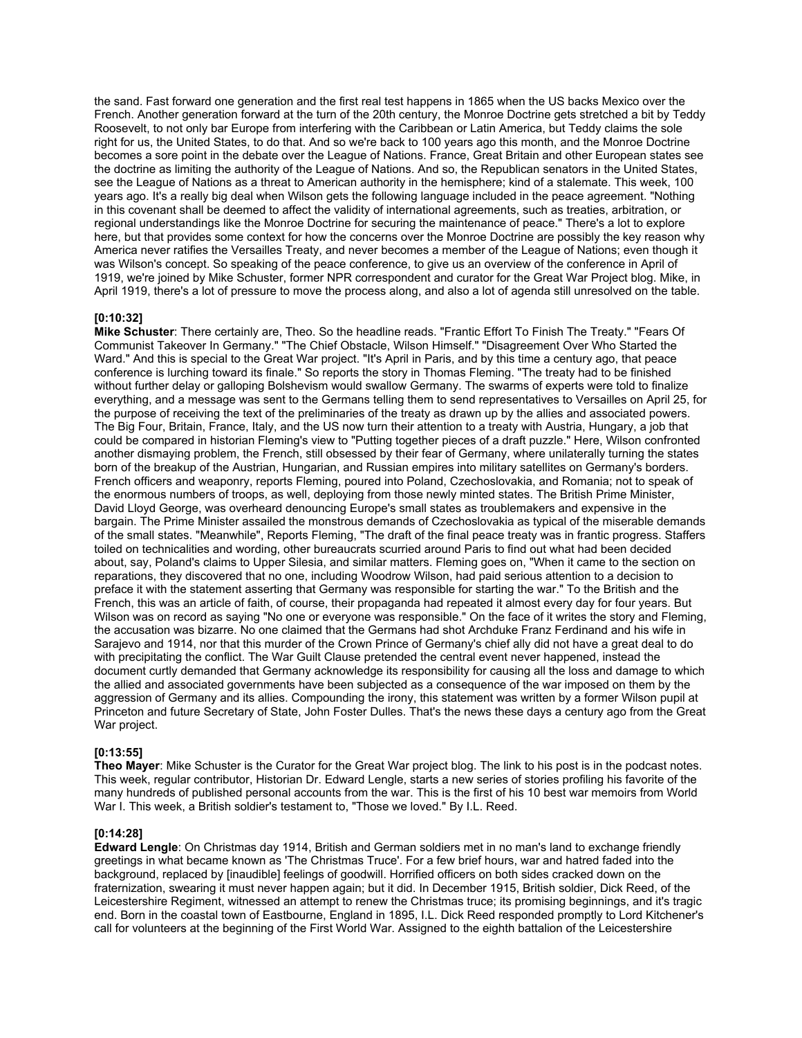the sand. Fast forward one generation and the first real test happens in 1865 when the US backs Mexico over the French. Another generation forward at the turn of the 20th century, the Monroe Doctrine gets stretched a bit by Teddy Roosevelt, to not only bar Europe from interfering with the Caribbean or Latin America, but Teddy claims the sole right for us, the United States, to do that. And so we're back to 100 years ago this month, and the Monroe Doctrine becomes a sore point in the debate over the League of Nations. France, Great Britain and other European states see the doctrine as limiting the authority of the League of Nations. And so, the Republican senators in the United States, see the League of Nations as a threat to American authority in the hemisphere; kind of a stalemate. This week, 100 years ago. It's a really big deal when Wilson gets the following language included in the peace agreement. "Nothing in this covenant shall be deemed to affect the validity of international agreements, such as treaties, arbitration, or regional understandings like the Monroe Doctrine for securing the maintenance of peace." There's a lot to explore here, but that provides some context for how the concerns over the Monroe Doctrine are possibly the key reason why America never ratifies the Versailles Treaty, and never becomes a member of the League of Nations; even though it was Wilson's concept. So speaking of the peace conference, to give us an overview of the conference in April of 1919, we're joined by Mike Schuster, former NPR correspondent and curator for the Great War Project blog. Mike, in April 1919, there's a lot of pressure to move the process along, and also a lot of agenda still unresolved on the table.

**[0:10:32]**
**Mike Schuster**: There certainly are, Theo. So the headline reads. "Frantic Effort To Finish The Treaty." "Fears Of Communist Takeover In Germany." "The Chief Obstacle, Wilson Himself." "Disagreement Over Who Started the Ward." And this is special to the Great War project. "It's April in Paris, and by this time a century ago, that peace conference is lurching toward its finale." So reports the story in Thomas Fleming. "The treaty had to be finished without further delay or galloping Bolshevism would swallow Germany. The swarms of experts were told to finalize everything, and a message was sent to the Germans telling them to send representatives to Versailles on April 25, for the purpose of receiving the text of the preliminaries of the treaty as drawn up by the allies and associated powers. The Big Four, Britain, France, Italy, and the US now turn their attention to a treaty with Austria, Hungary, a job that could be compared in historian Fleming's view to "Putting together pieces of a draft puzzle." Here, Wilson confronted another dismaying problem, the French, still obsessed by their fear of Germany, where unilaterally turning the states born of the breakup of the Austrian, Hungarian, and Russian empires into military satellites on Germany's borders. French officers and weaponry, reports Fleming, poured into Poland, Czechoslovakia, and Romania; not to speak of the enormous numbers of troops, as well, deploying from those newly minted states. The British Prime Minister, David Lloyd George, was overheard denouncing Europe's small states as troublemakers and expensive in the bargain. The Prime Minister assailed the monstrous demands of Czechoslovakia as typical of the miserable demands of the small states. "Meanwhile", Reports Fleming, "The draft of the final peace treaty was in frantic progress. Staffers toiled on technicalities and wording, other bureaucrats scurried around Paris to find out what had been decided about, say, Poland's claims to Upper Silesia, and similar matters. Fleming goes on, "When it came to the section on reparations, they discovered that no one, including Woodrow Wilson, had paid serious attention to a decision to preface it with the statement asserting that Germany was responsible for starting the war." To the British and the French, this was an article of faith, of course, their propaganda had repeated it almost every day for four years. But Wilson was on record as saying "No one or everyone was responsible." On the face of it writes the story and Fleming, the accusation was bizarre. No one claimed that the Germans had shot Archduke Franz Ferdinand and his wife in Sarajevo and 1914, nor that this murder of the Crown Prince of Germany's chief ally did not have a great deal to do with precipitating the conflict. The War Guilt Clause pretended the central event never happened, instead the document curtly demanded that Germany acknowledge its responsibility for causing all the loss and damage to which the allied and associated governments have been subjected as a consequence of the war imposed on them by the aggression of Germany and its allies. Compounding the irony, this statement was written by a former Wilson pupil at Princeton and future Secretary of State, John Foster Dulles. That's the news these days a century ago from the Great War project.

**[0:13:55]**
**Theo Mayer**: Mike Schuster is the Curator for the Great War project blog. The link to his post is in the podcast notes. This week, regular contributor, Historian Dr. Edward Lengle, starts a new series of stories profiling his favorite of the many hundreds of published personal accounts from the war. This is the first of his 10 best war memoirs from World War I. This week, a British soldier's testament to, "Those we loved." By I.L. Reed.

**[0:14:28]**
**Edward Lengle**: On Christmas day 1914, British and German soldiers met in no man's land to exchange friendly greetings in what became known as 'The Christmas Truce'. For a few brief hours, war and hatred faded into the background, replaced by [inaudible] feelings of goodwill. Horrified officers on both sides cracked down on the fraternization, swearing it must never happen again; but it did. In December 1915, British soldier, Dick Reed, of the Leicestershire Regiment, witnessed an attempt to renew the Christmas truce; its promising beginnings, and it's tragic end. Born in the coastal town of Eastbourne, England in 1895, I.L. Dick Reed responded promptly to Lord Kitchener's call for volunteers at the beginning of the First World War. Assigned to the eighth battalion of the Leicestershire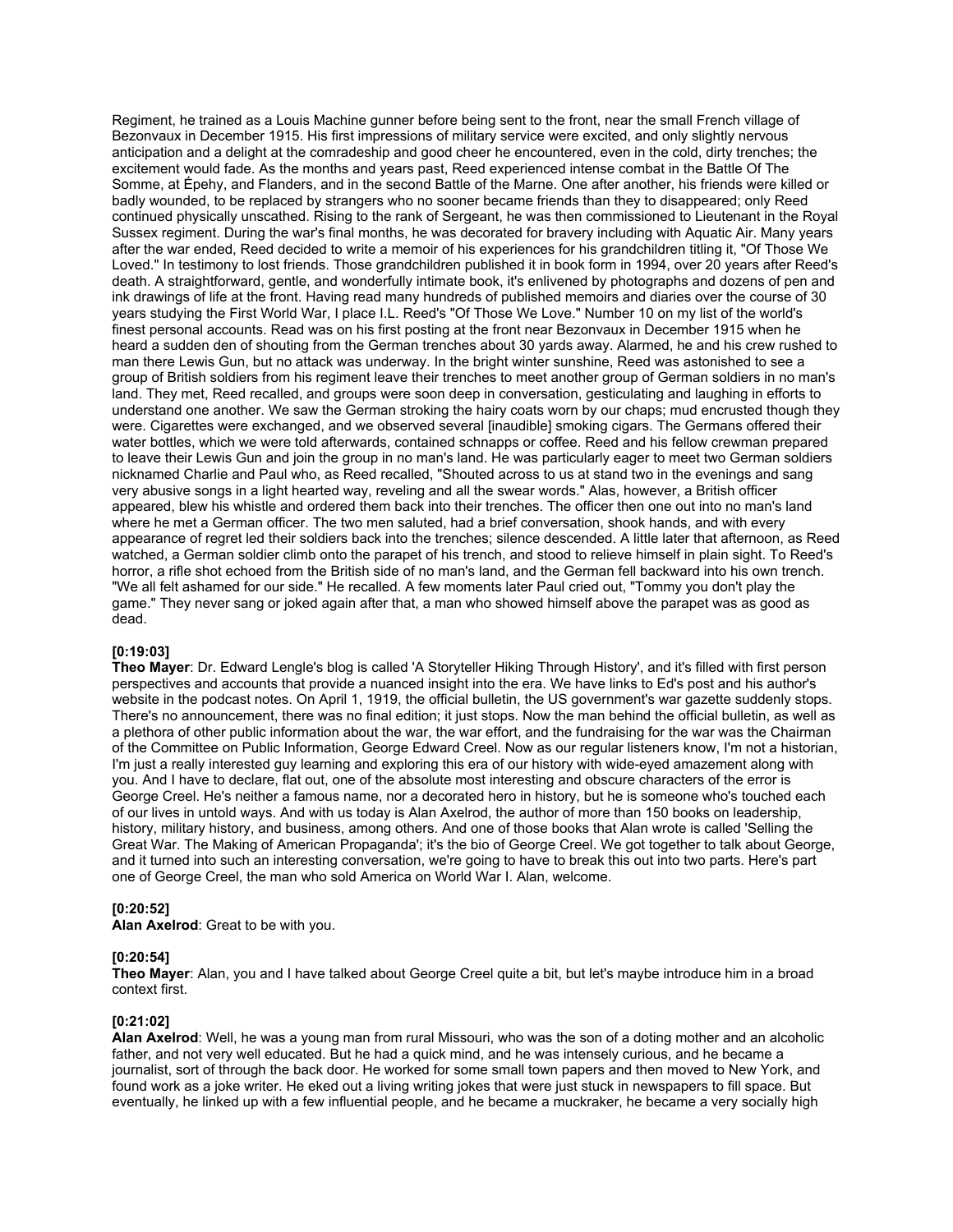Regiment, he trained as a Louis Machine gunner before being sent to the front, near the small French village of Bezonvaux in December 1915. His first impressions of military service were excited, and only slightly nervous anticipation and a delight at the comradeship and good cheer he encountered, even in the cold, dirty trenches; the excitement would fade. As the months and years past, Reed experienced intense combat in the Battle Of The Somme, at Épehy, and Flanders, and in the second Battle of the Marne. One after another, his friends were killed or badly wounded, to be replaced by strangers who no sooner became friends than they to disappeared; only Reed continued physically unscathed. Rising to the rank of Sergeant, he was then commissioned to Lieutenant in the Royal Sussex regiment. During the war's final months, he was decorated for bravery including with Aquatic Air. Many years after the war ended, Reed decided to write a memoir of his experiences for his grandchildren titling it, "Of Those We Loved." In testimony to lost friends. Those grandchildren published it in book form in 1994, over 20 years after Reed's death. A straightforward, gentle, and wonderfully intimate book, it's enlivened by photographs and dozens of pen and ink drawings of life at the front. Having read many hundreds of published memoirs and diaries over the course of 30 years studying the First World War, I place I.L. Reed's "Of Those We Love." Number 10 on my list of the world's finest personal accounts. Read was on his first posting at the front near Bezonvaux in December 1915 when he heard a sudden den of shouting from the German trenches about 30 yards away. Alarmed, he and his crew rushed to man there Lewis Gun, but no attack was underway. In the bright winter sunshine, Reed was astonished to see a group of British soldiers from his regiment leave their trenches to meet another group of German soldiers in no man's land. They met, Reed recalled, and groups were soon deep in conversation, gesticulating and laughing in efforts to understand one another. We saw the German stroking the hairy coats worn by our chaps; mud encrusted though they were. Cigarettes were exchanged, and we observed several [inaudible] smoking cigars. The Germans offered their water bottles, which we were told afterwards, contained schnapps or coffee. Reed and his fellow crewman prepared to leave their Lewis Gun and join the group in no man's land. He was particularly eager to meet two German soldiers nicknamed Charlie and Paul who, as Reed recalled, "Shouted across to us at stand two in the evenings and sang very abusive songs in a light hearted way, reveling and all the swear words." Alas, however, a British officer appeared, blew his whistle and ordered them back into their trenches. The officer then one out into no man's land where he met a German officer. The two men saluted, had a brief conversation, shook hands, and with every appearance of regret led their soldiers back into the trenches; silence descended. A little later that afternoon, as Reed watched, a German soldier climb onto the parapet of his trench, and stood to relieve himself in plain sight. To Reed's horror, a rifle shot echoed from the British side of no man's land, and the German fell backward into his own trench. "We all felt ashamed for our side." He recalled. A few moments later Paul cried out, "Tommy you don't play the game." They never sang or joked again after that, a man who showed himself above the parapet was as good as dead.

**[0:19:03]**
**Theo Mayer**: Dr. Edward Lengle's blog is called 'A Storyteller Hiking Through History', and it's filled with first person perspectives and accounts that provide a nuanced insight into the era. We have links to Ed's post and his author's website in the podcast notes. On April 1, 1919, the official bulletin, the US government's war gazette suddenly stops. There's no announcement, there was no final edition; it just stops. Now the man behind the official bulletin, as well as a plethora of other public information about the war, the war effort, and the fundraising for the war was the Chairman of the Committee on Public Information, George Edward Creel. Now as our regular listeners know, I'm not a historian, I'm just a really interested guy learning and exploring this era of our history with wide-eyed amazement along with you. And I have to declare, flat out, one of the absolute most interesting and obscure characters of the error is George Creel. He's neither a famous name, nor a decorated hero in history, but he is someone who's touched each of our lives in untold ways. And with us today is Alan Axelrod, the author of more than 150 books on leadership, history, military history, and business, among others. And one of those books that Alan wrote is called 'Selling the Great War. The Making of American Propaganda'; it's the bio of George Creel. We got together to talk about George, and it turned into such an interesting conversation, we're going to have to break this out into two parts. Here's part one of George Creel, the man who sold America on World War I. Alan, welcome.

**[0:20:52]**
**Alan Axelrod**: Great to be with you.

**[0:20:54]**
**Theo Mayer**: Alan, you and I have talked about George Creel quite a bit, but let's maybe introduce him in a broad context first.

**[0:21:02]**
**Alan Axelrod**: Well, he was a young man from rural Missouri, who was the son of a doting mother and an alcoholic father, and not very well educated. But he had a quick mind, and he was intensely curious, and he became a journalist, sort of through the back door. He worked for some small town papers and then moved to New York, and found work as a joke writer. He eked out a living writing jokes that were just stuck in newspapers to fill space. But eventually, he linked up with a few influential people, and he became a muckraker, he became a very socially high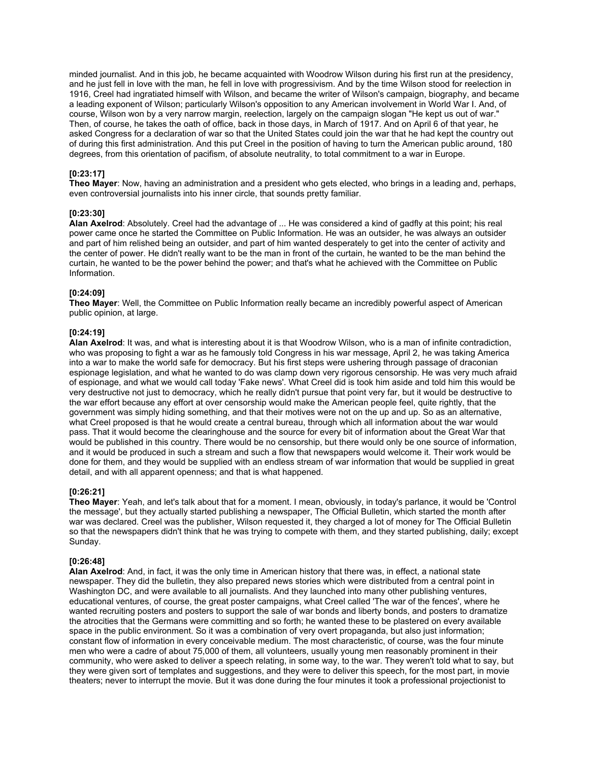minded journalist. And in this job, he became acquainted with Woodrow Wilson during his first run at the presidency, and he just fell in love with the man, he fell in love with progressivism. And by the time Wilson stood for reelection in 1916, Creel had ingratiated himself with Wilson, and became the writer of Wilson's campaign, biography, and became a leading exponent of Wilson; particularly Wilson's opposition to any American involvement in World War I. And, of course, Wilson won by a very narrow margin, reelection, largely on the campaign slogan "He kept us out of war." Then, of course, he takes the oath of office, back in those days, in March of 1917. And on April 6 of that year, he asked Congress for a declaration of war so that the United States could join the war that he had kept the country out of during this first administration. And this put Creel in the position of having to turn the American public around, 180 degrees, from this orientation of pacifism, of absolute neutrality, to total commitment to a war in Europe.

**[0:23:17]**
**Theo Mayer**: Now, having an administration and a president who gets elected, who brings in a leading and, perhaps, even controversial journalists into his inner circle, that sounds pretty familiar.

**[0:23:30]**
**Alan Axelrod**: Absolutely. Creel had the advantage of ... He was considered a kind of gadfly at this point; his real power came once he started the Committee on Public Information. He was an outsider, he was always an outsider and part of him relished being an outsider, and part of him wanted desperately to get into the center of activity and the center of power. He didn't really want to be the man in front of the curtain, he wanted to be the man behind the curtain, he wanted to be the power behind the power; and that's what he achieved with the Committee on Public Information.

**[0:24:09]**
**Theo Mayer**: Well, the Committee on Public Information really became an incredibly powerful aspect of American public opinion, at large.

**[0:24:19]**
**Alan Axelrod**: It was, and what is interesting about it is that Woodrow Wilson, who is a man of infinite contradiction, who was proposing to fight a war as he famously told Congress in his war message, April 2, he was taking America into a war to make the world safe for democracy. But his first steps were ushering through passage of draconian espionage legislation, and what he wanted to do was clamp down very rigorous censorship. He was very much afraid of espionage, and what we would call today 'Fake news'. What Creel did is took him aside and told him this would be very destructive not just to democracy, which he really didn't pursue that point very far, but it would be destructive to the war effort because any effort at over censorship would make the American people feel, quite rightly, that the government was simply hiding something, and that their motives were not on the up and up. So as an alternative, what Creel proposed is that he would create a central bureau, through which all information about the war would pass. That it would become the clearinghouse and the source for every bit of information about the Great War that would be published in this country. There would be no censorship, but there would only be one source of information, and it would be produced in such a stream and such a flow that newspapers would welcome it. Their work would be done for them, and they would be supplied with an endless stream of war information that would be supplied in great detail, and with all apparent openness; and that is what happened.

**[0:26:21]**
**Theo Mayer**: Yeah, and let's talk about that for a moment. I mean, obviously, in today's parlance, it would be 'Control the message', but they actually started publishing a newspaper, The Official Bulletin, which started the month after war was declared. Creel was the publisher, Wilson requested it, they charged a lot of money for The Official Bulletin so that the newspapers didn't think that he was trying to compete with them, and they started publishing, daily; except Sunday.

**[0:26:48]**
**Alan Axelrod**: And, in fact, it was the only time in American history that there was, in effect, a national state newspaper. They did the bulletin, they also prepared news stories which were distributed from a central point in Washington DC, and were available to all journalists. And they launched into many other publishing ventures, educational ventures, of course, the great poster campaigns, what Creel called 'The war of the fences', where he wanted recruiting posters and posters to support the sale of war bonds and liberty bonds, and posters to dramatize the atrocities that the Germans were committing and so forth; he wanted these to be plastered on every available space in the public environment. So it was a combination of very overt propaganda, but also just information; constant flow of information in every conceivable medium. The most characteristic, of course, was the four minute men who were a cadre of about 75,000 of them, all volunteers, usually young men reasonably prominent in their community, who were asked to deliver a speech relating, in some way, to the war. They weren't told what to say, but they were given sort of templates and suggestions, and they were to deliver this speech, for the most part, in movie theaters; never to interrupt the movie. But it was done during the four minutes it took a professional projectionist to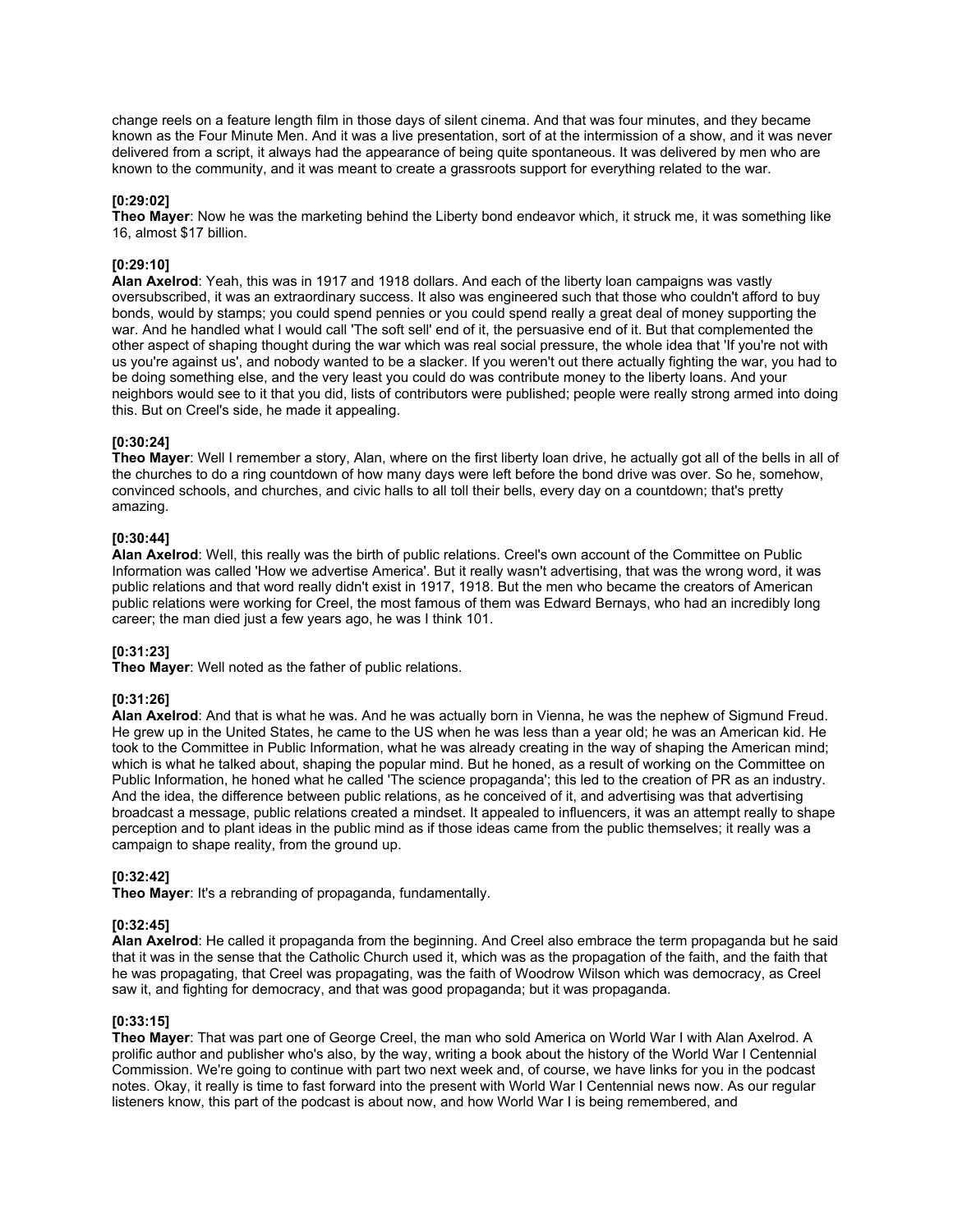change reels on a feature length film in those days of silent cinema. And that was four minutes, and they became known as the Four Minute Men. And it was a live presentation, sort of at the intermission of a show, and it was never delivered from a script, it always had the appearance of being quite spontaneous. It was delivered by men who are known to the community, and it was meant to create a grassroots support for everything related to the war.

**[0:29:02]**
**Theo Mayer**: Now he was the marketing behind the Liberty bond endeavor which, it struck me, it was something like 16, almost $17 billion.

**[0:29:10]**
**Alan Axelrod**: Yeah, this was in 1917 and 1918 dollars. And each of the liberty loan campaigns was vastly oversubscribed, it was an extraordinary success. It also was engineered such that those who couldn't afford to buy bonds, would by stamps; you could spend pennies or you could spend really a great deal of money supporting the war. And he handled what I would call 'The soft sell' end of it, the persuasive end of it. But that complemented the other aspect of shaping thought during the war which was real social pressure, the whole idea that 'If you're not with us you're against us', and nobody wanted to be a slacker. If you weren't out there actually fighting the war, you had to be doing something else, and the very least you could do was contribute money to the liberty loans. And your neighbors would see to it that you did, lists of contributors were published; people were really strong armed into doing this. But on Creel's side, he made it appealing.

**[0:30:24]**
**Theo Mayer**: Well I remember a story, Alan, where on the first liberty loan drive, he actually got all of the bells in all of the churches to do a ring countdown of how many days were left before the bond drive was over. So he, somehow, convinced schools, and churches, and civic halls to all toll their bells, every day on a countdown; that's pretty amazing.

**[0:30:44]**
**Alan Axelrod**: Well, this really was the birth of public relations. Creel's own account of the Committee on Public Information was called 'How we advertise America'. But it really wasn't advertising, that was the wrong word, it was public relations and that word really didn't exist in 1917, 1918. But the men who became the creators of American public relations were working for Creel, the most famous of them was Edward Bernays, who had an incredibly long career; the man died just a few years ago, he was I think 101.

**[0:31:23]**
**Theo Mayer**: Well noted as the father of public relations.

**[0:31:26]**
**Alan Axelrod**: And that is what he was. And he was actually born in Vienna, he was the nephew of Sigmund Freud. He grew up in the United States, he came to the US when he was less than a year old; he was an American kid. He took to the Committee in Public Information, what he was already creating in the way of shaping the American mind; which is what he talked about, shaping the popular mind. But he honed, as a result of working on the Committee on Public Information, he honed what he called 'The science propaganda'; this led to the creation of PR as an industry. And the idea, the difference between public relations, as he conceived of it, and advertising was that advertising broadcast a message, public relations created a mindset. It appealed to influencers, it was an attempt really to shape perception and to plant ideas in the public mind as if those ideas came from the public themselves; it really was a campaign to shape reality, from the ground up.

**[0:32:42]**
**Theo Mayer**: It's a rebranding of propaganda, fundamentally.

**[0:32:45]**
**Alan Axelrod**: He called it propaganda from the beginning. And Creel also embrace the term propaganda but he said that it was in the sense that the Catholic Church used it, which was as the propagation of the faith, and the faith that he was propagating, that Creel was propagating, was the faith of Woodrow Wilson which was democracy, as Creel saw it, and fighting for democracy, and that was good propaganda; but it was propaganda.

**[0:33:15]**
**Theo Mayer**: That was part one of George Creel, the man who sold America on World War I with Alan Axelrod. A prolific author and publisher who's also, by the way, writing a book about the history of the World War I Centennial Commission. We're going to continue with part two next week and, of course, we have links for you in the podcast notes. Okay, it really is time to fast forward into the present with World War I Centennial news now. As our regular listeners know, this part of the podcast is about now, and how World War I is being remembered, and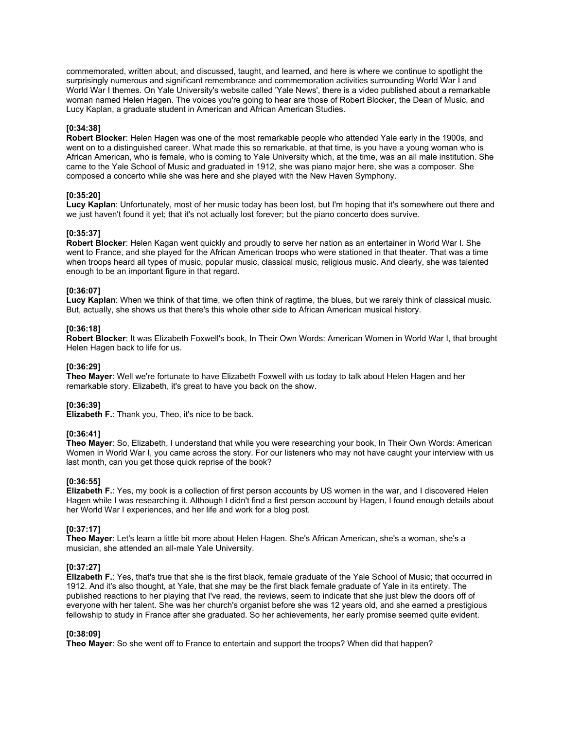commemorated, written about, and discussed, taught, and learned, and here is where we continue to spotlight the surprisingly numerous and significant remembrance and commemoration activities surrounding World War I and World War I themes. On Yale University's website called 'Yale News', there is a video published about a remarkable woman named Helen Hagen. The voices you're going to hear are those of Robert Blocker, the Dean of Music, and Lucy Kaplan, a graduate student in American and African American Studies.

**[0:34:38]**
**Robert Blocker**: Helen Hagen was one of the most remarkable people who attended Yale early in the 1900s, and went on to a distinguished career. What made this so remarkable, at that time, is you have a young woman who is African American, who is female, who is coming to Yale University which, at the time, was an all male institution. She came to the Yale School of Music and graduated in 1912, she was piano major here, she was a composer. She composed a concerto while she was here and she played with the New Haven Symphony.

**[0:35:20]**
**Lucy Kaplan**: Unfortunately, most of her music today has been lost, but I'm hoping that it's somewhere out there and we just haven't found it yet; that it's not actually lost forever; but the piano concerto does survive.

**[0:35:37]**
**Robert Blocker**: Helen Kagan went quickly and proudly to serve her nation as an entertainer in World War I. She went to France, and she played for the African American troops who were stationed in that theater. That was a time when troops heard all types of music, popular music, classical music, religious music. And clearly, she was talented enough to be an important figure in that regard.

**[0:36:07]**
**Lucy Kaplan**: When we think of that time, we often think of ragtime, the blues, but we rarely think of classical music. But, actually, she shows us that there's this whole other side to African American musical history.

**[0:36:18]**
**Robert Blocker**: It was Elizabeth Foxwell's book, In Their Own Words: American Women in World War I, that brought Helen Hagen back to life for us.

**[0:36:29]**
**Theo Mayer**: Well we're fortunate to have Elizabeth Foxwell with us today to talk about Helen Hagen and her remarkable story. Elizabeth, it's great to have you back on the show.

**[0:36:39]**
**Elizabeth F.**: Thank you, Theo, it's nice to be back.

**[0:36:41]**
**Theo Mayer**: So, Elizabeth, I understand that while you were researching your book, In Their Own Words: American Women in World War I, you came across the story. For our listeners who may not have caught your interview with us last month, can you get those quick reprise of the book?

**[0:36:55]**
**Elizabeth F.**: Yes, my book is a collection of first person accounts by US women in the war, and I discovered Helen Hagen while I was researching it. Although I didn't find a first person account by Hagen, I found enough details about her World War I experiences, and her life and work for a blog post.

**[0:37:17]**
**Theo Mayer**: Let's learn a little bit more about Helen Hagen. She's African American, she's a woman, she's a musician, she attended an all-male Yale University.

**[0:37:27]**
**Elizabeth F.**: Yes, that's true that she is the first black, female graduate of the Yale School of Music; that occurred in 1912. And it's also thought, at Yale, that she may be the first black female graduate of Yale in its entirety. The published reactions to her playing that I've read, the reviews, seem to indicate that she just blew the doors off of everyone with her talent. She was her church's organist before she was 12 years old, and she earned a prestigious fellowship to study in France after she graduated. So her achievements, her early promise seemed quite evident.

**[0:38:09]**
**Theo Mayer**: So she went off to France to entertain and support the troops? When did that happen?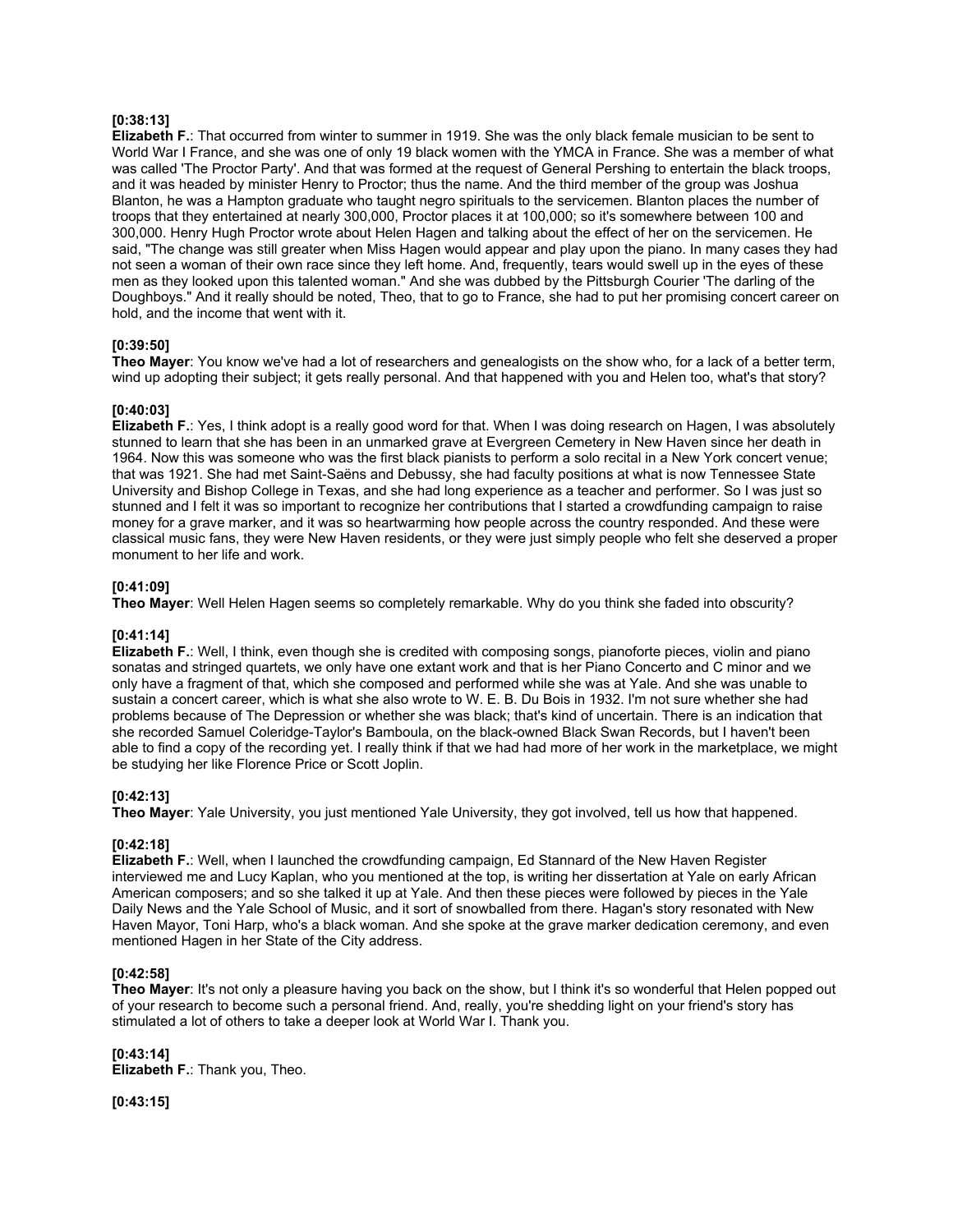**[0:38:13]**
**Elizabeth F.**: That occurred from winter to summer in 1919. She was the only black female musician to be sent to World War I France, and she was one of only 19 black women with the YMCA in France. She was a member of what was called 'The Proctor Party'. And that was formed at the request of General Pershing to entertain the black troops, and it was headed by minister Henry to Proctor; thus the name. And the third member of the group was Joshua Blanton, he was a Hampton graduate who taught negro spirituals to the servicemen. Blanton places the number of troops that they entertained at nearly 300,000, Proctor places it at 100,000; so it's somewhere between 100 and 300,000. Henry Hugh Proctor wrote about Helen Hagen and talking about the effect of her on the servicemen. He said, "The change was still greater when Miss Hagen would appear and play upon the piano. In many cases they had not seen a woman of their own race since they left home. And, frequently, tears would swell up in the eyes of these men as they looked upon this talented woman." And she was dubbed by the Pittsburgh Courier 'The darling of the Doughboys." And it really should be noted, Theo, that to go to France, she had to put her promising concert career on hold, and the income that went with it.

**[0:39:50]**
**Theo Mayer**: You know we've had a lot of researchers and genealogists on the show who, for a lack of a better term, wind up adopting their subject; it gets really personal. And that happened with you and Helen too, what's that story?

**[0:40:03]**
**Elizabeth F.**: Yes, I think adopt is a really good word for that. When I was doing research on Hagen, I was absolutely stunned to learn that she has been in an unmarked grave at Evergreen Cemetery in New Haven since her death in 1964. Now this was someone who was the first black pianists to perform a solo recital in a New York concert venue; that was 1921. She had met Saint-Saëns and Debussy, she had faculty positions at what is now Tennessee State University and Bishop College in Texas, and she had long experience as a teacher and performer. So I was just so stunned and I felt it was so important to recognize her contributions that I started a crowdfunding campaign to raise money for a grave marker, and it was so heartwarming how people across the country responded. And these were classical music fans, they were New Haven residents, or they were just simply people who felt she deserved a proper monument to her life and work.

**[0:41:09]**
**Theo Mayer**: Well Helen Hagen seems so completely remarkable. Why do you think she faded into obscurity?

**[0:41:14]**
**Elizabeth F.**: Well, I think, even though she is credited with composing songs, pianoforte pieces, violin and piano sonatas and stringed quartets, we only have one extant work and that is her Piano Concerto and C minor and we only have a fragment of that, which she composed and performed while she was at Yale. And she was unable to sustain a concert career, which is what she also wrote to W. E. B. Du Bois in 1932. I'm not sure whether she had problems because of The Depression or whether she was black; that's kind of uncertain. There is an indication that she recorded Samuel Coleridge-Taylor's Bamboula, on the black-owned Black Swan Records, but I haven't been able to find a copy of the recording yet. I really think if that we had had more of her work in the marketplace, we might be studying her like Florence Price or Scott Joplin.

**[0:42:13]**
**Theo Mayer**: Yale University, you just mentioned Yale University, they got involved, tell us how that happened.

**[0:42:18]**
**Elizabeth F.**: Well, when I launched the crowdfunding campaign, Ed Stannard of the New Haven Register interviewed me and Lucy Kaplan, who you mentioned at the top, is writing her dissertation at Yale on early African American composers; and so she talked it up at Yale. And then these pieces were followed by pieces in the Yale Daily News and the Yale School of Music, and it sort of snowballed from there. Hagan's story resonated with New Haven Mayor, Toni Harp, who's a black woman. And she spoke at the grave marker dedication ceremony, and even mentioned Hagen in her State of the City address.

**[0:42:58]**
**Theo Mayer**: It's not only a pleasure having you back on the show, but I think it's so wonderful that Helen popped out of your research to become such a personal friend. And, really, you're shedding light on your friend's story has stimulated a lot of others to take a deeper look at World War I. Thank you.

**[0:43:14]**
**Elizabeth F.**: Thank you, Theo.

**[0:43:15]**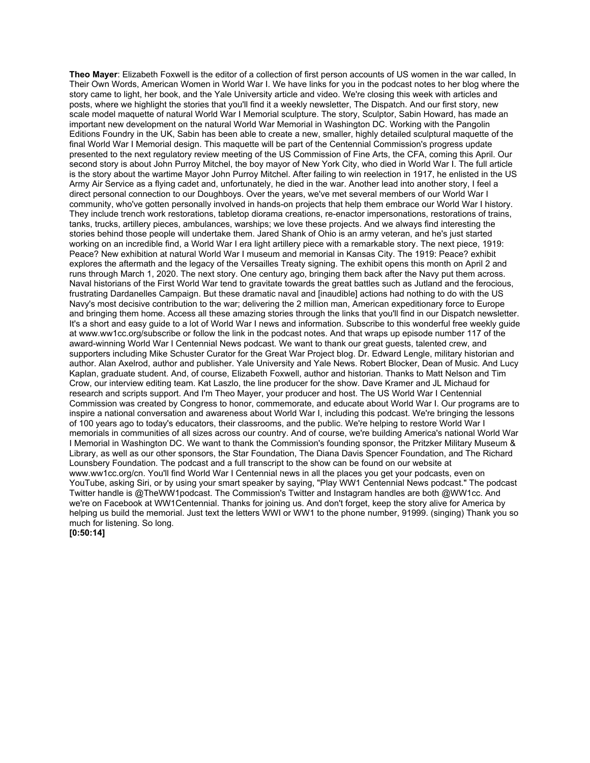**Theo Mayer**: Elizabeth Foxwell is the editor of a collection of first person accounts of US women in the war called, In Their Own Words, American Women in World War I. We have links for you in the podcast notes to her blog where the story came to light, her book, and the Yale University article and video. We're closing this week with articles and posts, where we highlight the stories that you'll find it a weekly newsletter, The Dispatch. And our first story, new scale model maquette of natural World War I Memorial sculpture. The story, Sculptor, Sabin Howard, has made an important new development on the natural World War Memorial in Washington DC. Working with the Pangolin Editions Foundry in the UK, Sabin has been able to create a new, smaller, highly detailed sculptural maquette of the final World War I Memorial design. This maquette will be part of the Centennial Commission's progress update presented to the next regulatory review meeting of the US Commission of Fine Arts, the CFA, coming this April. Our second story is about John Purroy Mitchel, the boy mayor of New York City, who died in World War I. The full article is the story about the wartime Mayor John Purroy Mitchel. After failing to win reelection in 1917, he enlisted in the US Army Air Service as a flying cadet and, unfortunately, he died in the war. Another lead into another story, I feel a direct personal connection to our Doughboys. Over the years, we've met several members of our World War I community, who've gotten personally involved in hands-on projects that help them embrace our World War I history. They include trench work restorations, tabletop diorama creations, re-enactor impersonations, restorations of trains, tanks, trucks, artillery pieces, ambulances, warships; we love these projects. And we always find interesting the stories behind those people will undertake them. Jared Shank of Ohio is an army veteran, and he's just started working on an incredible find, a World War I era light artillery piece with a remarkable story. The next piece, 1919: Peace? New exhibition at natural World War I museum and memorial in Kansas City. The 1919: Peace? exhibit explores the aftermath and the legacy of the Versailles Treaty signing. The exhibit opens this month on April 2 and runs through March 1, 2020. The next story. One century ago, bringing them back after the Navy put them across. Naval historians of the First World War tend to gravitate towards the great battles such as Jutland and the ferocious, frustrating Dardanelles Campaign. But these dramatic naval and [inaudible] actions had nothing to do with the US Navy's most decisive contribution to the war; delivering the 2 million man, American expeditionary force to Europe and bringing them home. Access all these amazing stories through the links that you'll find in our Dispatch newsletter. It's a short and easy guide to a lot of World War I news and information. Subscribe to this wonderful free weekly guide at www.ww1cc.org/subscribe or follow the link in the podcast notes. And that wraps up episode number 117 of the award-winning World War I Centennial News podcast. We want to thank our great guests, talented crew, and supporters including Mike Schuster Curator for the Great War Project blog. Dr. Edward Lengle, military historian and author. Alan Axelrod, author and publisher. Yale University and Yale News. Robert Blocker, Dean of Music. And Lucy Kaplan, graduate student. And, of course, Elizabeth Foxwell, author and historian. Thanks to Matt Nelson and Tim Crow, our interview editing team. Kat Laszlo, the line producer for the show. Dave Kramer and JL Michaud for research and scripts support. And I'm Theo Mayer, your producer and host. The US World War I Centennial Commission was created by Congress to honor, commemorate, and educate about World War I. Our programs are to inspire a national conversation and awareness about World War I, including this podcast. We're bringing the lessons of 100 years ago to today's educators, their classrooms, and the public. We're helping to restore World War I memorials in communities of all sizes across our country. And of course, we're building America's national World War I Memorial in Washington DC. We want to thank the Commission's founding sponsor, the Pritzker Military Museum & Library, as well as our other sponsors, the Star Foundation, The Diana Davis Spencer Foundation, and The Richard Lounsbery Foundation. The podcast and a full transcript to the show can be found on our website at www.ww1cc.org/cn. You'll find World War I Centennial news in all the places you get your podcasts, even on YouTube, asking Siri, or by using your smart speaker by saying, "Play WW1 Centennial News podcast." The podcast Twitter handle is @TheWW1podcast. The Commission's Twitter and Instagram handles are both @WW1cc. And we're on Facebook at WW1Centennial. Thanks for joining us. And don't forget, keep the story alive for America by helping us build the memorial. Just text the letters WWI or WW1 to the phone number, 91999. (singing) Thank you so much for listening. So long.

**[0:50:14]**